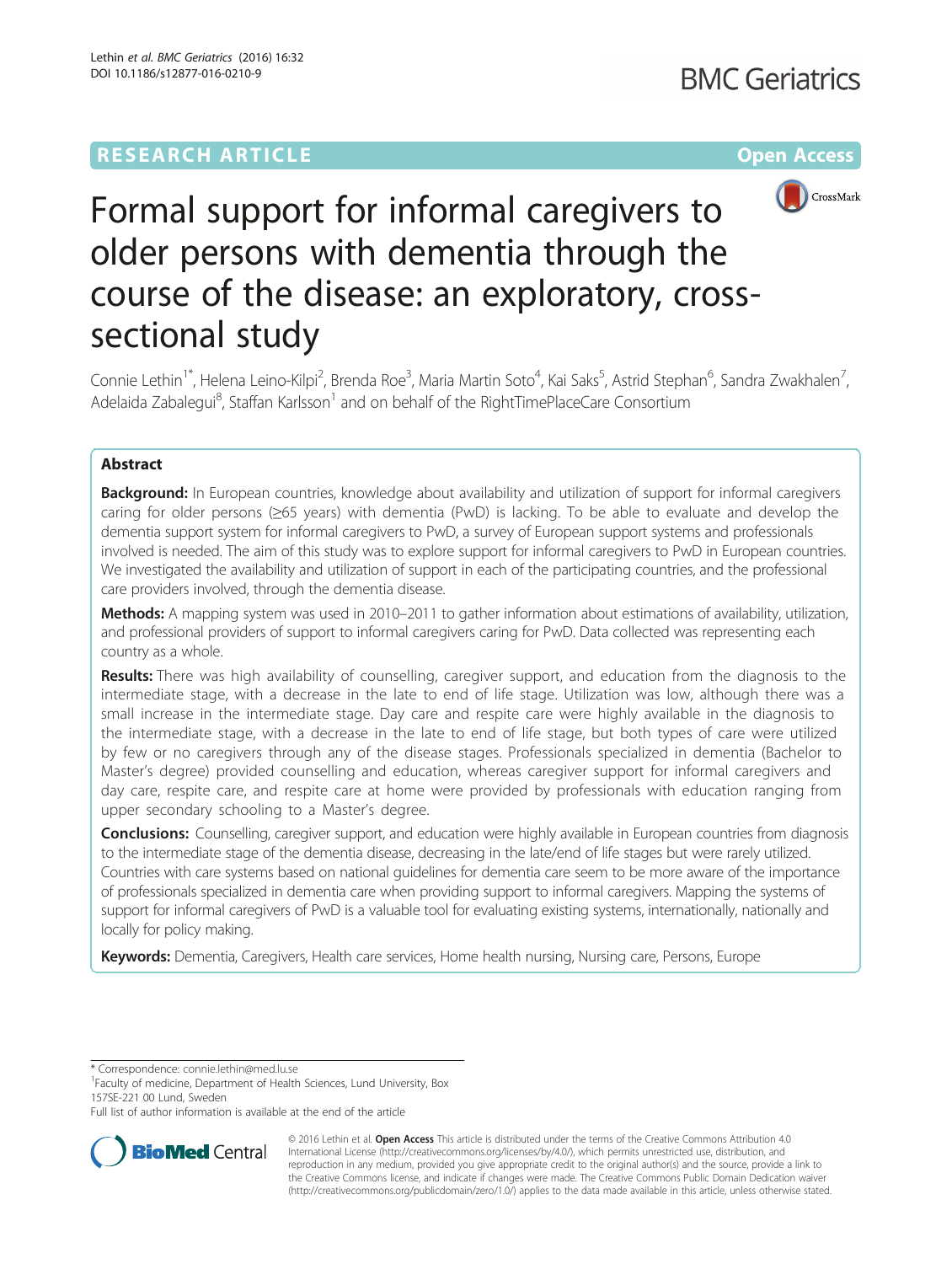RESEARCH ARTICLE

Open Access

# Formal support for informal caregivers to older persons with dementia through the course of the disease: an exploratory, cross-sectional study

Connie Lethin[1*], Helena Leino-Kilpi[2], Brenda Roe[3], Maria Martin Soto[4], Kai Saks[5], Astrid Stephan[6], Sandra Zwakhalen[7], Adelaida Zabalegui[8], Staffan Karlsson[1] and on behalf of the RightTimePlaceCare Consortium

## Abstract

**Background:** In European countries, knowledge about availability and utilization of support for informal caregivers caring for older persons (≥65 years) with dementia (PwD) is lacking. To be able to evaluate and develop the dementia support system for informal caregivers to PwD, a survey of European support systems and professionals involved is needed. The aim of this study was to explore support for informal caregivers to PwD in European countries. We investigated the availability and utilization of support in each of the participating countries, and the professional care providers involved, through the dementia disease.

**Methods:** A mapping system was used in 2010–2011 to gather information about estimations of availability, utilization, and professional providers of support to informal caregivers caring for PwD. Data collected was representing each country as a whole.

**Results:** There was high availability of counselling, caregiver support, and education from the diagnosis to the intermediate stage, with a decrease in the late to end of life stage. Utilization was low, although there was a small increase in the intermediate stage. Day care and respite care were highly available in the diagnosis to the intermediate stage, with a decrease in the late to end of life stage, but both types of care were utilized by few or no caregivers through any of the disease stages. Professionals specialized in dementia (Bachelor to Master's degree) provided counselling and education, whereas caregiver support for informal caregivers and day care, respite care, and respite care at home were provided by professionals with education ranging from upper secondary schooling to a Master's degree.

**Conclusions:** Counselling, caregiver support, and education were highly available in European countries from diagnosis to the intermediate stage of the dementia disease, decreasing in the late/end of life stages but were rarely utilized. Countries with care systems based on national guidelines for dementia care seem to be more aware of the importance of professionals specialized in dementia care when providing support to informal caregivers. Mapping the systems of support for informal caregivers of PwD is a valuable tool for evaluating existing systems, internationally, nationally and locally for policy making.

**Keywords:** Dementia, Caregivers, Health care services, Home health nursing, Nursing care, Persons, Europe

* Correspondence: connie.lethin@med.lu.se
[1]Faculty of medicine, Department of Health Sciences, Lund University, Box 157SE-221 00 Lund, Sweden
Full list of author information is available at the end of the article

© 2016 Lethin et al. **Open Access** This article is distributed under the terms of the Creative Commons Attribution 4.0 International License (http://creativecommons.org/licenses/by/4.0/), which permits unrestricted use, distribution, and reproduction in any medium, provided you give appropriate credit to the original author(s) and the source, provide a link to the Creative Commons license, and indicate if changes were made. The Creative Commons Public Domain Dedication waiver (http://creativecommons.org/publicdomain/zero/1.0/) applies to the data made available in this article, unless otherwise stated.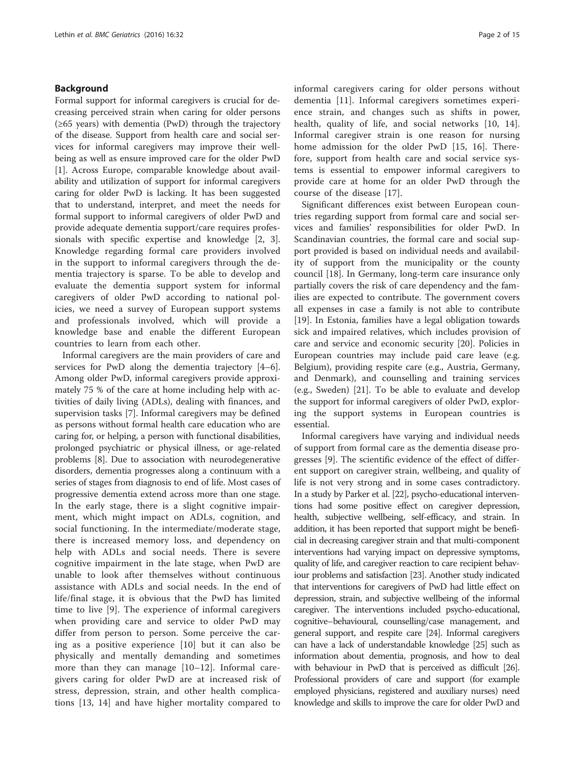## Background

Formal support for informal caregivers is crucial for decreasing perceived strain when caring for older persons (≥65 years) with dementia (PwD) through the trajectory of the disease. Support from health care and social services for informal caregivers may improve their wellbeing as well as ensure improved care for the older PwD [1]. Across Europe, comparable knowledge about availability and utilization of support for informal caregivers caring for older PwD is lacking. It has been suggested that to understand, interpret, and meet the needs for formal support to informal caregivers of older PwD and provide adequate dementia support/care requires professionals with specific expertise and knowledge [2, 3]. Knowledge regarding formal care providers involved in the support to informal caregivers through the dementia trajectory is sparse. To be able to develop and evaluate the dementia support system for informal caregivers of older PwD according to national policies, we need a survey of European support systems and professionals involved, which will provide a knowledge base and enable the different European countries to learn from each other.

Informal caregivers are the main providers of care and services for PwD along the dementia trajectory [4–6]. Among older PwD, informal caregivers provide approximately 75 % of the care at home including help with activities of daily living (ADLs), dealing with finances, and supervision tasks [7]. Informal caregivers may be defined as persons without formal health care education who are caring for, or helping, a person with functional disabilities, prolonged psychiatric or physical illness, or age-related problems [8]. Due to association with neurodegenerative disorders, dementia progresses along a continuum with a series of stages from diagnosis to end of life. Most cases of progressive dementia extend across more than one stage. In the early stage, there is a slight cognitive impairment, which might impact on ADLs, cognition, and social functioning. In the intermediate/moderate stage, there is increased memory loss, and dependency on help with ADLs and social needs. There is severe cognitive impairment in the late stage, when PwD are unable to look after themselves without continuous assistance with ADLs and social needs. In the end of life/final stage, it is obvious that the PwD has limited time to live [9]. The experience of informal caregivers when providing care and service to older PwD may differ from person to person. Some perceive the caring as a positive experience [10] but it can also be physically and mentally demanding and sometimes more than they can manage [10–12]. Informal caregivers caring for older PwD are at increased risk of stress, depression, strain, and other health complications [13, 14] and have higher mortality compared to informal caregivers caring for older persons without dementia [11]. Informal caregivers sometimes experience strain, and changes such as shifts in power, health, quality of life, and social networks [10, 14]. Informal caregiver strain is one reason for nursing home admission for the older PwD [15, 16]. Therefore, support from health care and social service systems is essential to empower informal caregivers to provide care at home for an older PwD through the course of the disease [17].

Significant differences exist between European countries regarding support from formal care and social services and families' responsibilities for older PwD. In Scandinavian countries, the formal care and social support provided is based on individual needs and availability of support from the municipality or the county council [18]. In Germany, long-term care insurance only partially covers the risk of care dependency and the families are expected to contribute. The government covers all expenses in case a family is not able to contribute [19]. In Estonia, families have a legal obligation towards sick and impaired relatives, which includes provision of care and service and economic security [20]. Policies in European countries may include paid care leave (e.g. Belgium), providing respite care (e.g., Austria, Germany, and Denmark), and counselling and training services (e.g., Sweden) [21]. To be able to evaluate and develop the support for informal caregivers of older PwD, exploring the support systems in European countries is essential.

Informal caregivers have varying and individual needs of support from formal care as the dementia disease progresses [9]. The scientific evidence of the effect of different support on caregiver strain, wellbeing, and quality of life is not very strong and in some cases contradictory. In a study by Parker et al. [22], psycho-educational interventions had some positive effect on caregiver depression, health, subjective wellbeing, self-efficacy, and strain. In addition, it has been reported that support might be beneficial in decreasing caregiver strain and that multi-component interventions had varying impact on depressive symptoms, quality of life, and caregiver reaction to care recipient behaviour problems and satisfaction [23]. Another study indicated that interventions for caregivers of PwD had little effect on depression, strain, and subjective wellbeing of the informal caregiver. The interventions included psycho-educational, cognitive–behavioural, counselling/case management, and general support, and respite care [24]. Informal caregivers can have a lack of understandable knowledge [25] such as information about dementia, prognosis, and how to deal with behaviour in PwD that is perceived as difficult [26]. Professional providers of care and support (for example employed physicians, registered and auxiliary nurses) need knowledge and skills to improve the care for older PwD and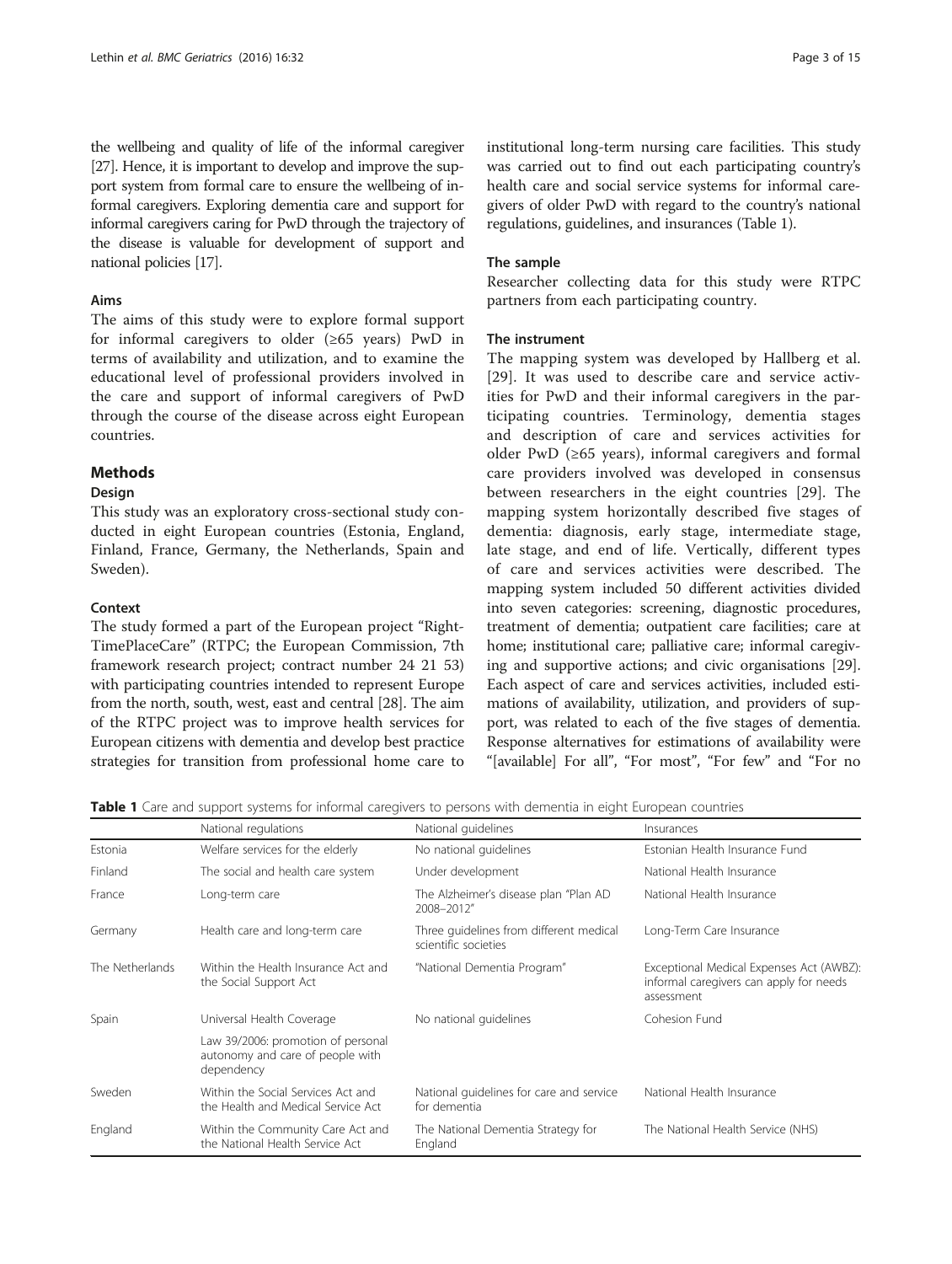the wellbeing and quality of life of the informal caregiver [27]. Hence, it is important to develop and improve the support system from formal care to ensure the wellbeing of informal caregivers. Exploring dementia care and support for informal caregivers caring for PwD through the trajectory of the disease is valuable for development of support and national policies [17].

### Aims

The aims of this study were to explore formal support for informal caregivers to older (≥65 years) PwD in terms of availability and utilization, and to examine the educational level of professional providers involved in the care and support of informal caregivers of PwD through the course of the disease across eight European countries.

## Methods

### Design

This study was an exploratory cross-sectional study conducted in eight European countries (Estonia, England, Finland, France, Germany, the Netherlands, Spain and Sweden).

### Context

The study formed a part of the European project "RightTimePlaceCare" (RTPC; the European Commission, 7th framework research project; contract number 24 21 53) with participating countries intended to represent Europe from the north, south, west, east and central [28]. The aim of the RTPC project was to improve health services for European citizens with dementia and develop best practice strategies for transition from professional home care to institutional long-term nursing care facilities. This study was carried out to find out each participating country's health care and social service systems for informal caregivers of older PwD with regard to the country's national regulations, guidelines, and insurances (Table 1).

### The sample

Researcher collecting data for this study were RTPC partners from each participating country.

### The instrument

The mapping system was developed by Hallberg et al. [29]. It was used to describe care and service activities for PwD and their informal caregivers in the participating countries. Terminology, dementia stages and description of care and services activities for older PwD (≥65 years), informal caregivers and formal care providers involved was developed in consensus between researchers in the eight countries [29]. The mapping system horizontally described five stages of dementia: diagnosis, early stage, intermediate stage, late stage, and end of life. Vertically, different types of care and services activities were described. The mapping system included 50 different activities divided into seven categories: screening, diagnostic procedures, treatment of dementia; outpatient care facilities; care at home; institutional care; palliative care; informal caregiving and supportive actions; and civic organisations [29]. Each aspect of care and services activities, included estimations of availability, utilization, and providers of support, was related to each of the five stages of dementia. Response alternatives for estimations of availability were "[available] For all", "For most", "For few" and "For no

**Table 1** Care and support systems for informal caregivers to persons with dementia in eight European countries

| | National regulations | National guidelines | Insurances |
|---|---|---|---|
| Estonia | Welfare services for the elderly | No national guidelines | Estonian Health Insurance Fund |
| Finland | The social and health care system | Under development | National Health Insurance |
| France | Long-term care | The Alzheimer's disease plan "Plan AD 2008–2012" | National Health Insurance |
| Germany | Health care and long-term care | Three guidelines from different medical scientific societies | Long-Term Care Insurance |
| The Netherlands | Within the Health Insurance Act and the Social Support Act | "National Dementia Program" | Exceptional Medical Expenses Act (AWBZ): informal caregivers can apply for needs assessment |
| Spain | Universal Health Coverage | No national guidelines | Cohesion Fund |
| | Law 39/2006: promotion of personal autonomy and care of people with dependency | | |
| Sweden | Within the Social Services Act and the Health and Medical Service Act | National guidelines for care and service for dementia | National Health Insurance |
| England | Within the Community Care Act and the National Health Service Act | The National Dementia Strategy for England | The National Health Service (NHS) |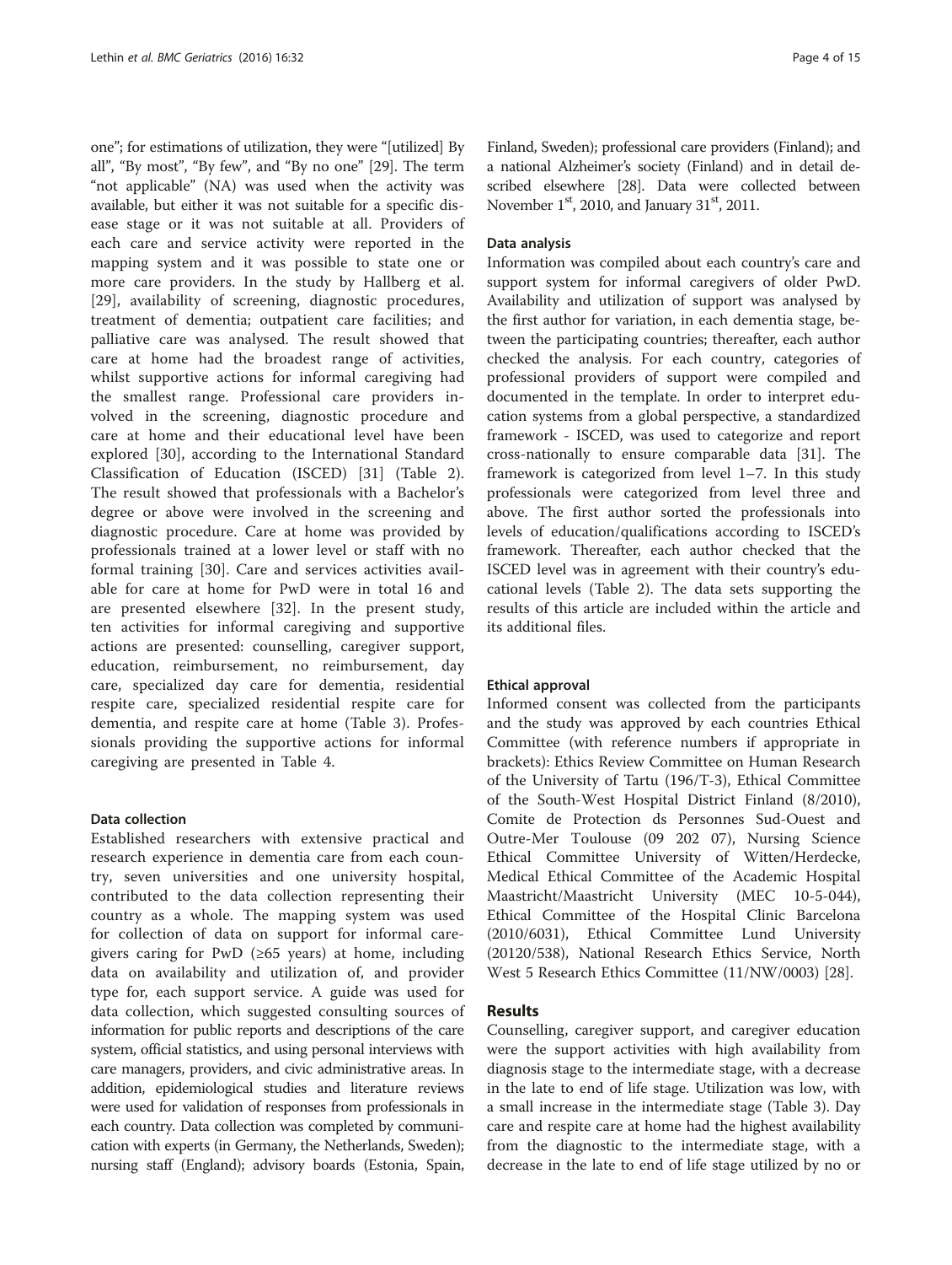one"; for estimations of utilization, they were "[utilized] By all", "By most", "By few", and "By no one" [29]. The term "not applicable" (NA) was used when the activity was available, but either it was not suitable for a specific disease stage or it was not suitable at all. Providers of each care and service activity were reported in the mapping system and it was possible to state one or more care providers. In the study by Hallberg et al. [29], availability of screening, diagnostic procedures, treatment of dementia; outpatient care facilities; and palliative care was analysed. The result showed that care at home had the broadest range of activities, whilst supportive actions for informal caregiving had the smallest range. Professional care providers involved in the screening, diagnostic procedure and care at home and their educational level have been explored [30], according to the International Standard Classification of Education (ISCED) [31] (Table 2). The result showed that professionals with a Bachelor's degree or above were involved in the screening and diagnostic procedure. Care at home was provided by professionals trained at a lower level or staff with no formal training [30]. Care and services activities available for care at home for PwD were in total 16 and are presented elsewhere [32]. In the present study, ten activities for informal caregiving and supportive actions are presented: counselling, caregiver support, education, reimbursement, no reimbursement, day care, specialized day care for dementia, residential respite care, specialized residential respite care for dementia, and respite care at home (Table 3). Professionals providing the supportive actions for informal caregiving are presented in Table 4.

### Data collection

Established researchers with extensive practical and research experience in dementia care from each country, seven universities and one university hospital, contributed to the data collection representing their country as a whole. The mapping system was used for collection of data on support for informal caregivers caring for PwD (≥65 years) at home, including data on availability and utilization of, and provider type for, each support service. A guide was used for data collection, which suggested consulting sources of information for public reports and descriptions of the care system, official statistics, and using personal interviews with care managers, providers, and civic administrative areas. In addition, epidemiological studies and literature reviews were used for validation of responses from professionals in each country. Data collection was completed by communication with experts (in Germany, the Netherlands, Sweden); nursing staff (England); advisory boards (Estonia, Spain, Finland, Sweden); professional care providers (Finland); and a national Alzheimer's society (Finland) and in detail described elsewhere [28]. Data were collected between November 1st, 2010, and January 31st, 2011.

### Data analysis

Information was compiled about each country's care and support system for informal caregivers of older PwD. Availability and utilization of support was analysed by the first author for variation, in each dementia stage, between the participating countries; thereafter, each author checked the analysis. For each country, categories of professional providers of support were compiled and documented in the template. In order to interpret education systems from a global perspective, a standardized framework - ISCED, was used to categorize and report cross-nationally to ensure comparable data [31]. The framework is categorized from level 1–7. In this study professionals were categorized from level three and above. The first author sorted the professionals into levels of education/qualifications according to ISCED's framework. Thereafter, each author checked that the ISCED level was in agreement with their country's educational levels (Table 2). The data sets supporting the results of this article are included within the article and its additional files.

### Ethical approval

Informed consent was collected from the participants and the study was approved by each countries Ethical Committee (with reference numbers if appropriate in brackets): Ethics Review Committee on Human Research of the University of Tartu (196/T-3), Ethical Committee of the South-West Hospital District Finland (8/2010), Comite de Protection ds Personnes Sud-Ouest and Outre-Mer Toulouse (09 202 07), Nursing Science Ethical Committee University of Witten/Herdecke, Medical Ethical Committee of the Academic Hospital Maastricht/Maastricht University (MEC 10-5-044), Ethical Committee of the Hospital Clinic Barcelona (2010/6031), Ethical Committee Lund University (20120/538), National Research Ethics Service, North West 5 Research Ethics Committee (11/NW/0003) [28].

## Results

Counselling, caregiver support, and caregiver education were the support activities with high availability from diagnosis stage to the intermediate stage, with a decrease in the late to end of life stage. Utilization was low, with a small increase in the intermediate stage (Table 3). Day care and respite care at home had the highest availability from the diagnostic to the intermediate stage, with a decrease in the late to end of life stage utilized by no or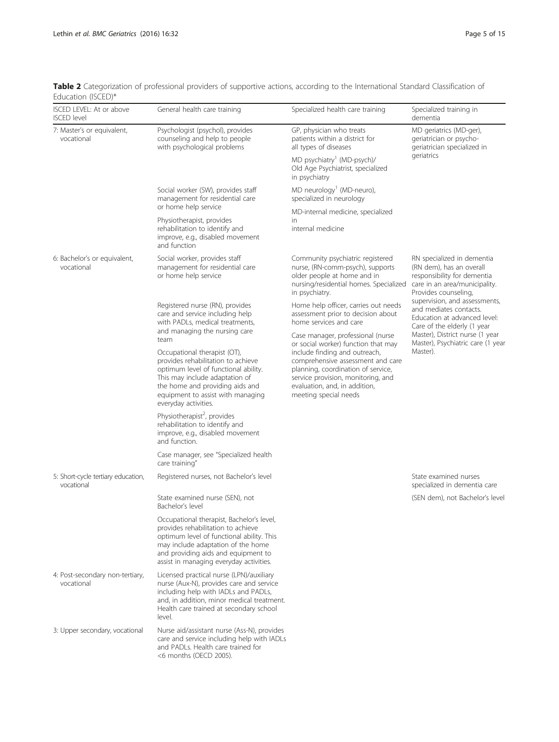**Table 2** Categorization of professional providers of supportive actions, according to the International Standard Classification of Education (ISCED)*

| ISCED LEVEL: At or above ISCED level | General health care training | Specialized health care training | Specialized training in dementia |
|---|---|---|---|
| 7: Master's or equivalent, vocational | Psychologist (psychol), provides counseling and help to people with psychological problems | GP, physician who treats patients within a district for all types of diseases | MD geriatrics (MD-ger), geriatrician or psycho-geriatrician specialized in geriatrics |
| | | MD psychiatry[1] (MD-psych)/ Old Age Psychiatrist, specialized in psychiatry | |
| | Social worker (SW), provides staff management for residential care or home help service | MD neurology[1] (MD-neuro), specialized in neurology | |
| | Physiotherapist, provides rehabilitation to identify and improve, e.g., disabled movement and function | MD-internal medicine, specialized in internal medicine | |
| 6: Bachelor's or equivalent, vocational | Social worker, provides staff management for residential care or home help service | Community psychiatric registered nurse, (RN-comm-psych), supports older people at home and in nursing/residential homes. Specialized in psychiatry. | RN specialized in dementia (RN dem), has an overall responsibility for dementia care in an area/municipality. Provides counseling, supervision, and assessments, and mediates contacts. Education at advanced level: Care of the elderly (1 year Master), District nurse (1 year Master), Psychiatric care (1 year Master). |
| | Registered nurse (RN), provides care and service including help with PADLs, medical treatments, and managing the nursing care team | Home help officer, carries out needs assessment prior to decision about home services and care | |
| | Occupational therapist (OT), provides rehabilitation to achieve optimum level of functional ability. This may include adaptation of the home and providing aids and equipment to assist with managing everyday activities. | Case manager, professional (nurse or social worker) function that may include finding and outreach, comprehensive assessment and care planning, coordination of service, service provision, monitoring, and evaluation, and, in addition, meeting special needs | |
| | Physiotherapist[2], provides rehabilitation to identify and improve, e.g., disabled movement and function. | | |
| | Case manager, see "Specialized health care training" | | |
| 5: Short-cycle tertiary education, vocational | Registered nurses, not Bachelor's level | | State examined nurses specialized in dementia care (SEN dem), not Bachelor's level |
| | State examined nurse (SEN), not Bachelor's level | | |
| | Occupational therapist, Bachelor's level, provides rehabilitation to achieve optimum level of functional ability. This may include adaptation of the home and providing aids and equipment to assist in managing everyday activities. | | |
| 4: Post-secondary non-tertiary, vocational | Licensed practical nurse (LPN)/auxiliary nurse (Aux-N), provides care and service including help with IADLs and PADLs, and, in addition, minor medical treatment. Health care trained at secondary school level. | | |
| 3: Upper secondary, vocational | Nurse aid/assistant nurse (Ass-N), provides care and service including help with IADLs and PADLs. Health care trained for <6 months (OECD 2005). | | |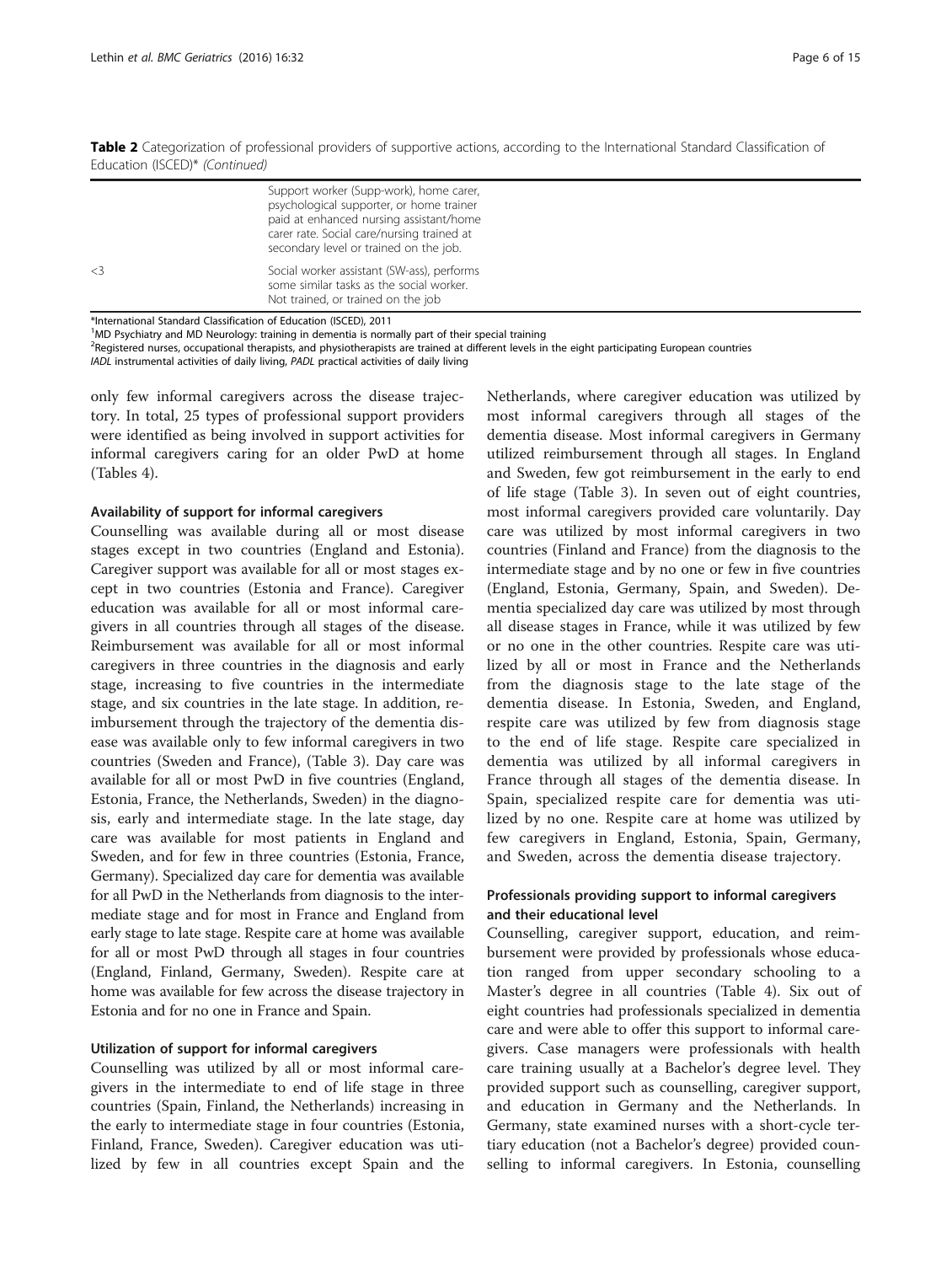**Table 2** Categorization of professional providers of supportive actions, according to the International Standard Classification of Education (ISCED)* *(Continued)*

| | |
|---|---|
| | Support worker (Supp-work), home carer, psychological supporter, or home trainer paid at enhanced nursing assistant/home carer rate. Social care/nursing trained at secondary level or trained on the job. |
| <3 | Social worker assistant (SW-ass), performs some similar tasks as the social worker. Not trained, or trained on the job |

*International Standard Classification of Education (ISCED), 2011

[1]MD Psychiatry and MD Neurology: training in dementia is normally part of their special training

[2]Registered nurses, occupational therapists, and physiotherapists are trained at different levels in the eight participating European countries

*IADL* instrumental activities of daily living, *PADL* practical activities of daily living

only few informal caregivers across the disease trajectory. In total, 25 types of professional support providers were identified as being involved in support activities for informal caregivers caring for an older PwD at home (Tables 4).

#### Availability of support for informal caregivers

Counselling was available during all or most disease stages except in two countries (England and Estonia). Caregiver support was available for all or most stages except in two countries (Estonia and France). Caregiver education was available for all or most informal caregivers in all countries through all stages of the disease. Reimbursement was available for all or most informal caregivers in three countries in the diagnosis and early stage, increasing to five countries in the intermediate stage, and six countries in the late stage. In addition, reimbursement through the trajectory of the dementia disease was available only to few informal caregivers in two countries (Sweden and France), (Table 3). Day care was available for all or most PwD in five countries (England, Estonia, France, the Netherlands, Sweden) in the diagnosis, early and intermediate stage. In the late stage, day care was available for most patients in England and Sweden, and for few in three countries (Estonia, France, Germany). Specialized day care for dementia was available for all PwD in the Netherlands from diagnosis to the intermediate stage and for most in France and England from early stage to late stage. Respite care at home was available for all or most PwD through all stages in four countries (England, Finland, Germany, Sweden). Respite care at home was available for few across the disease trajectory in Estonia and for no one in France and Spain.

#### Utilization of support for informal caregivers

Counselling was utilized by all or most informal caregivers in the intermediate to end of life stage in three countries (Spain, Finland, the Netherlands) increasing in the early to intermediate stage in four countries (Estonia, Finland, France, Sweden). Caregiver education was utilized by few in all countries except Spain and the Netherlands, where caregiver education was utilized by most informal caregivers through all stages of the dementia disease. Most informal caregivers in Germany utilized reimbursement through all stages. In England and Sweden, few got reimbursement in the early to end of life stage (Table 3). In seven out of eight countries, most informal caregivers provided care voluntarily. Day care was utilized by most informal caregivers in two countries (Finland and France) from the diagnosis to the intermediate stage and by no one or few in five countries (England, Estonia, Germany, Spain, and Sweden). Dementia specialized day care was utilized by most through all disease stages in France, while it was utilized by few or no one in the other countries. Respite care was utilized by all or most in France and the Netherlands from the diagnosis stage to the late stage of the dementia disease. In Estonia, Sweden, and England, respite care was utilized by few from diagnosis stage to the end of life stage. Respite care specialized in dementia was utilized by all informal caregivers in France through all stages of the dementia disease. In Spain, specialized respite care for dementia was utilized by no one. Respite care at home was utilized by few caregivers in England, Estonia, Spain, Germany, and Sweden, across the dementia disease trajectory.

#### Professionals providing support to informal caregivers and their educational level

Counselling, caregiver support, education, and reimbursement were provided by professionals whose education ranged from upper secondary schooling to a Master's degree in all countries (Table 4). Six out of eight countries had professionals specialized in dementia care and were able to offer this support to informal caregivers. Case managers were professionals with health care training usually at a Bachelor's degree level. They provided support such as counselling, caregiver support, and education in Germany and the Netherlands. In Germany, state examined nurses with a short-cycle tertiary education (not a Bachelor's degree) provided counselling to informal caregivers. In Estonia, counselling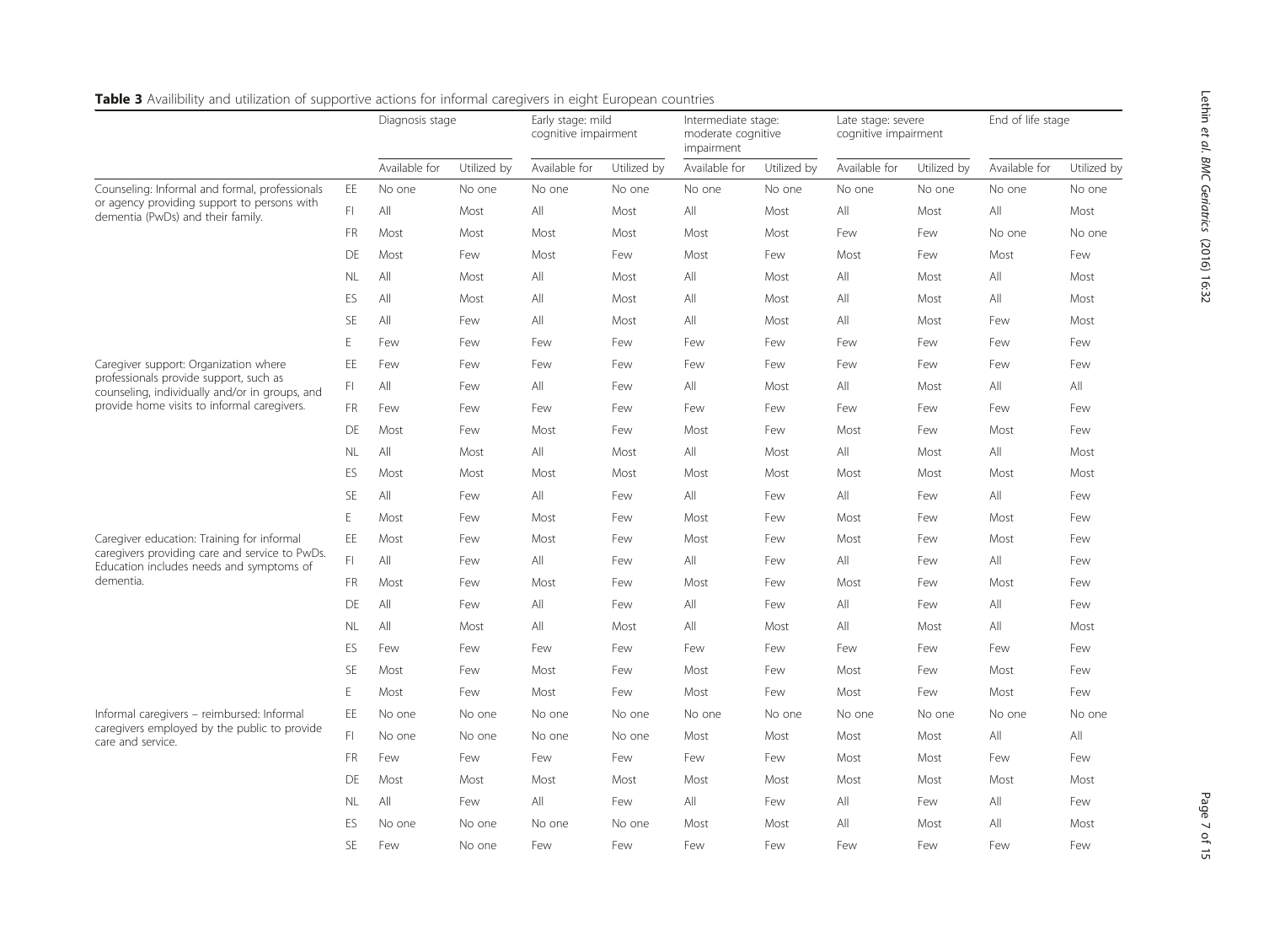**Table 3** Availibility and utilization of supportive actions for informal caregivers in eight European countries

| | | Diagnosis stage | | Early stage: mild cognitive impairment | | Intermediate stage: moderate cognitive impairment | | Late stage: severe cognitive impairment | | End of life stage | |
|---|---|---|---|---|---|---|---|---|---|---|---|
| | | Available for | Utilized by | Available for | Utilized by | Available for | Utilized by | Available for | Utilized by | Available for | Utilized by |
| Counseling: Informal and formal, professionals or agency providing support to persons with dementia (PwDs) and their family. | EE | No one | No one | No one | No one | No one | No one | No one | No one | No one | No one |
| | FI | All | Most | All | Most | All | Most | All | Most | All | Most |
| | FR | Most | Most | Most | Most | Most | Most | Few | Few | No one | No one |
| | DE | Most | Few | Most | Few | Most | Few | Most | Few | Most | Few |
| | NL | All | Most | All | Most | All | Most | All | Most | All | Most |
| | ES | All | Most | All | Most | All | Most | All | Most | All | Most |
| | SE | All | Few | All | Most | All | Most | All | Most | Few | Most |
| | E | Few | Few | Few | Few | Few | Few | Few | Few | Few | Few |
| Caregiver support: Organization where professionals provide support, such as counseling, individually and/or in groups, and provide home visits to informal caregivers. | EE | Few | Few | Few | Few | Few | Few | Few | Few | Few | Few |
| | FI | All | Few | All | Few | All | Most | All | Most | All | All |
| | FR | Few | Few | Few | Few | Few | Few | Few | Few | Few | Few |
| | DE | Most | Few | Most | Few | Most | Few | Most | Few | Most | Few |
| | NL | All | Most | All | Most | All | Most | All | Most | All | Most |
| | ES | Most | Most | Most | Most | Most | Most | Most | Most | Most | Most |
| | SE | All | Few | All | Few | All | Few | All | Few | All | Few |
| | E | Most | Few | Most | Few | Most | Few | Most | Few | Most | Few |
| Caregiver education: Training for informal caregivers providing care and service to PwDs. Education includes needs and symptoms of dementia. | EE | Most | Few | Most | Few | Most | Few | Most | Few | Most | Few |
| | FI | All | Few | All | Few | All | Few | All | Few | All | Few |
| | FR | Most | Few | Most | Few | Most | Few | Most | Few | Most | Few |
| | DE | All | Few | All | Few | All | Few | All | Few | All | Few |
| | NL | All | Most | All | Most | All | Most | All | Most | All | Most |
| | ES | Few | Few | Few | Few | Few | Few | Few | Few | Few | Few |
| | SE | Most | Few | Most | Few | Most | Few | Most | Few | Most | Few |
| | E | Most | Few | Most | Few | Most | Few | Most | Few | Most | Few |
| Informal caregivers – reimbursed: Informal caregivers employed by the public to provide care and service. | EE | No one | No one | No one | No one | No one | No one | No one | No one | No one | No one |
| | FI | No one | No one | No one | No one | Most | Most | Most | Most | All | All |
| | FR | Few | Few | Few | Few | Few | Few | Most | Most | Few | Few |
| | DE | Most | Most | Most | Most | Most | Most | Most | Most | Most | Most |
| | NL | All | Few | All | Few | All | Few | All | Few | All | Few |
| | ES | No one | No one | No one | No one | Most | Most | All | Most | All | Most |
| | SE | Few | No one | Few | Few | Few | Few | Few | Few | Few | Few |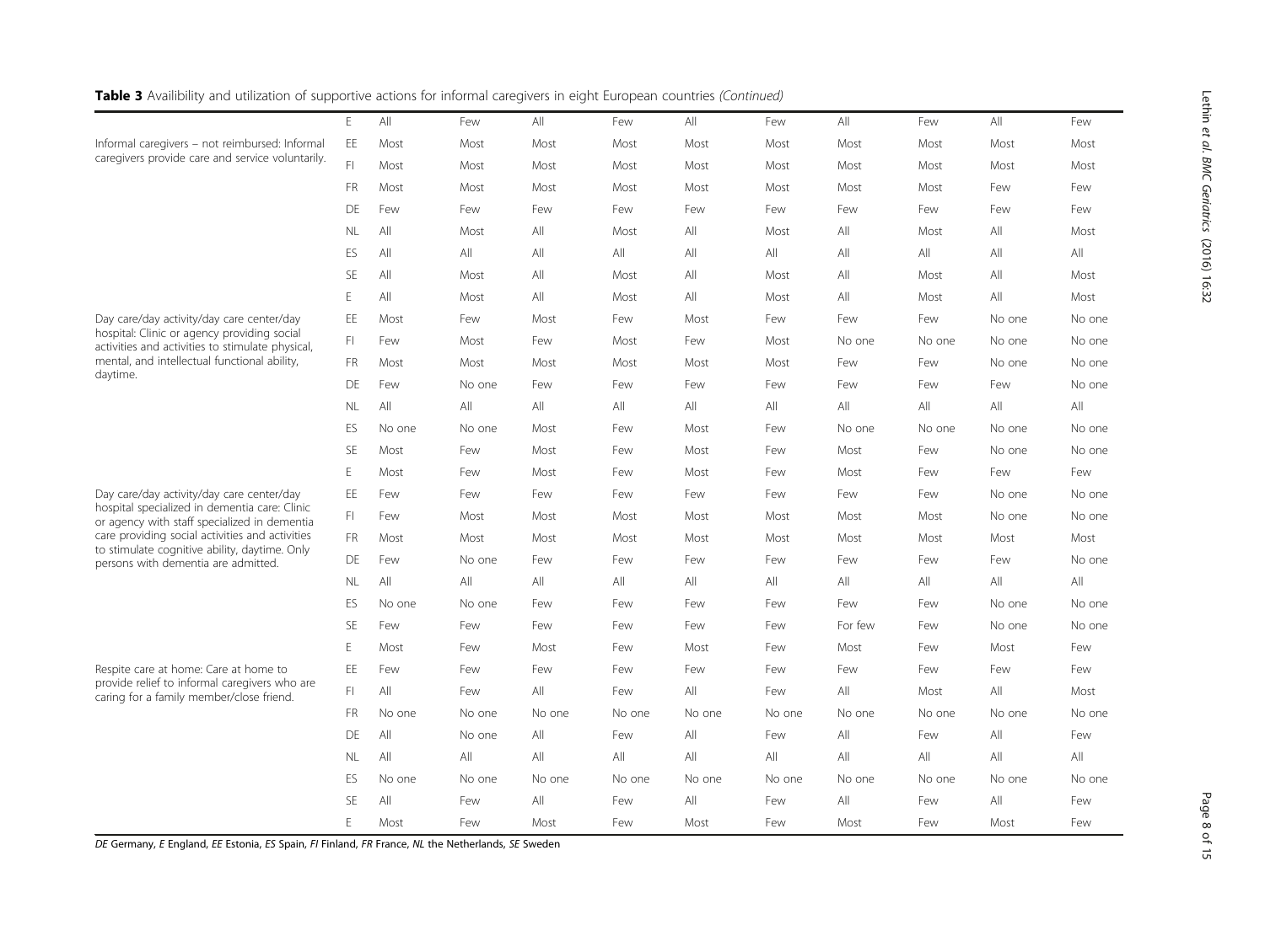**Table 3** Availibility and utilization of supportive actions for informal caregivers in eight European countries *(Continued)*

| | | | | | | | | | | | |
|---|---|---|---|---|---|---|---|---|---|---|---|
| | E | All | Few | All | Few | All | Few | All | Few | All | Few |
| Informal caregivers – not reimbursed: Informal caregivers provide care and service voluntarily. | EE | Most | Most | Most | Most | Most | Most | Most | Most | Most | Most |
| | FI | Most | Most | Most | Most | Most | Most | Most | Most | Most | Most |
| | FR | Most | Most | Most | Most | Most | Most | Most | Most | Few | Few |
| | DE | Few | Few | Few | Few | Few | Few | Few | Few | Few | Few |
| | NL | All | Most | All | Most | All | Most | All | Most | All | Most |
| | ES | All | All | All | All | All | All | All | All | All | All |
| | SE | All | Most | All | Most | All | Most | All | Most | All | Most |
| | E | All | Most | All | Most | All | Most | All | Most | All | Most |
| Day care/day activity/day care center/day hospital: Clinic or agency providing social activities and activities to stimulate physical, mental, and intellectual functional ability, daytime. | EE | Most | Few | Most | Few | Most | Few | Few | Few | No one | No one |
| | FI | Few | Most | Few | Most | Few | Most | No one | No one | No one | No one |
| | FR | Most | Most | Most | Most | Most | Most | Few | Few | No one | No one |
| | DE | Few | No one | Few | Few | Few | Few | Few | Few | Few | No one |
| | NL | All | All | All | All | All | All | All | All | All | All |
| | ES | No one | No one | Most | Few | Most | Few | No one | No one | No one | No one |
| | SE | Most | Few | Most | Few | Most | Few | Most | Few | No one | No one |
| | E | Most | Few | Most | Few | Most | Few | Most | Few | Few | Few |
| Day care/day activity/day care center/day hospital specialized in dementia care: Clinic or agency with staff specialized in dementia care providing social activities and activities to stimulate cognitive ability, daytime. Only persons with dementia are admitted. | EE | Few | Few | Few | Few | Few | Few | Few | Few | No one | No one |
| | FI | Few | Most | Most | Most | Most | Most | Most | Most | No one | No one |
| | FR | Most | Most | Most | Most | Most | Most | Most | Most | Most | Most |
| | DE | Few | No one | Few | Few | Few | Few | Few | Few | Few | No one |
| | NL | All | All | All | All | All | All | All | All | All | All |
| | ES | No one | No one | Few | Few | Few | Few | Few | Few | No one | No one |
| | SE | Few | Few | Few | Few | Few | Few | For few | Few | No one | No one |
| | E | Most | Few | Most | Few | Most | Few | Most | Few | Most | Few |
| Respite care at home: Care at home to provide relief to informal caregivers who are caring for a family member/close friend. | EE | Few | Few | Few | Few | Few | Few | Few | Few | Few | Few |
| | FI | All | Few | All | Few | All | Few | All | Most | All | Most |
| | FR | No one | No one | No one | No one | No one | No one | No one | No one | No one | No one |
| | DE | All | No one | All | Few | All | Few | All | Few | All | Few |
| | NL | All | All | All | All | All | All | All | All | All | All |
| | ES | No one | No one | No one | No one | No one | No one | No one | No one | No one | No one |
| | SE | All | Few | All | Few | All | Few | All | Few | All | Few |
| | E | Most | Few | Most | Few | Most | Few | Most | Few | Most | Few |

*DE* Germany, *E* England, *EE* Estonia, *ES* Spain, *FI* Finland, *FR* France, *NL* the Netherlands, *SE* Sweden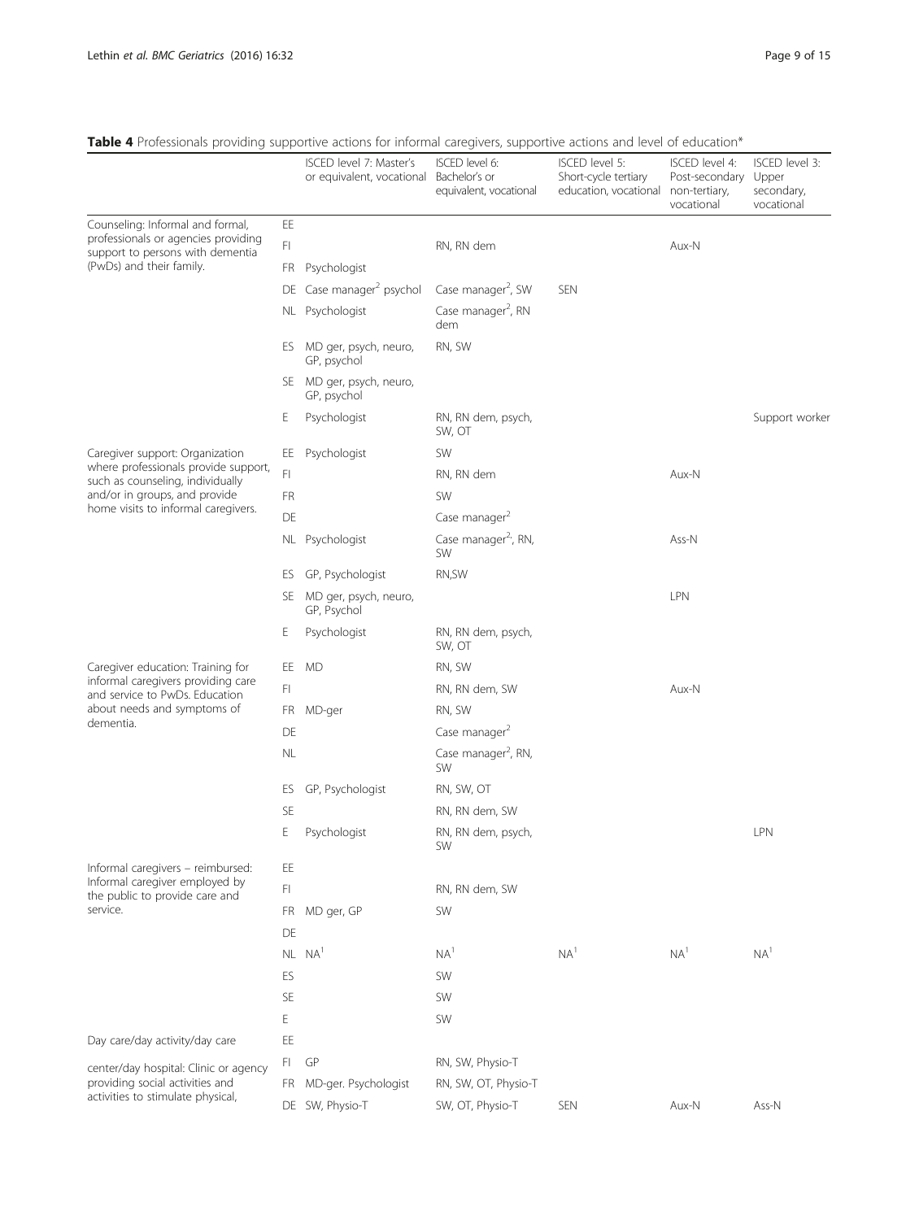**Table 4** Professionals providing supportive actions for informal caregivers, supportive actions and level of education*

| | | ISCED level 7: Master's or equivalent, vocational | ISCED level 6: Bachelor's or equivalent, vocational | ISCED level 5: Short-cycle tertiary education, vocational | ISCED level 4: Post-secondary non-tertiary, vocational | ISCED level 3: Upper secondary, vocational |
|---|---|---|---|---|---|---|
| Counseling: Informal and formal, professionals or agencies providing support to persons with dementia (PwDs) and their family. | EE | | | | | |
| | FI | | RN, RN dem | | Aux-N | |
| | FR | Psychologist | | | | |
| | DE | Case manager[2] psychol | Case manager[2], SW | SEN | | |
| | NL | Psychologist | Case manager[2], RN dem | | | |
| | ES | MD ger, psych, neuro, GP, psychol | RN, SW | | | |
| | SE | MD ger, psych, neuro, GP, psychol | | | | |
| | E | Psychologist | RN, RN dem, psych, SW, OT | | | Support worker |
| Caregiver support: Organization where professionals provide support, such as counseling, individually and/or in groups, and provide home visits to informal caregivers. | EE | Psychologist | SW | | | |
| | FI | | RN, RN dem | | Aux-N | |
| | FR | | SW | | | |
| | DE | | Case manager[2] | | | |
| | NL | Psychologist | Case manager[2], RN, SW | | Ass-N | |
| | ES | GP, Psychologist | RN,SW | | | |
| | SE | MD ger, psych, neuro, GP, Psychol | | | LPN | |
| | E | Psychologist | RN, RN dem, psych, SW, OT | | | |
| Caregiver education: Training for informal caregivers providing care and service to PwDs. Education about needs and symptoms of dementia. | EE | MD | RN, SW | | | |
| | FI | | RN, RN dem, SW | | Aux-N | |
| | FR | MD-ger | RN, SW | | | |
| | DE | | Case manager[2] | | | |
| | NL | | Case manager[2], RN, SW | | | |
| | ES | GP, Psychologist | RN, SW, OT | | | |
| | SE | | RN, RN dem, SW | | | |
| | E | Psychologist | RN, RN dem, psych, SW | | | LPN |
| Informal caregivers – reimbursed: Informal caregiver employed by the public to provide care and service. | EE | | | | | |
| | FI | | RN, RN dem, SW | | | |
| | FR | MD ger, GP | SW | | | |
| | DE | | | | | |
| | NL | NA[1] | NA[1] | NA[1] | NA[1] | NA[1] |
| | ES | | SW | | | |
| | SE | | SW | | | |
| | E | | SW | | | |
| Day care/day activity/day care center/day hospital: Clinic or agency providing social activities and activities to stimulate physical, | EE | | | | | |
| | FI | GP | RN, SW, Physio-T | | | |
| | FR | MD-ger. Psychologist | RN, SW, OT, Physio-T | | | |
| | DE | SW, Physio-T | SW, OT, Physio-T | SEN | Aux-N | Ass-N |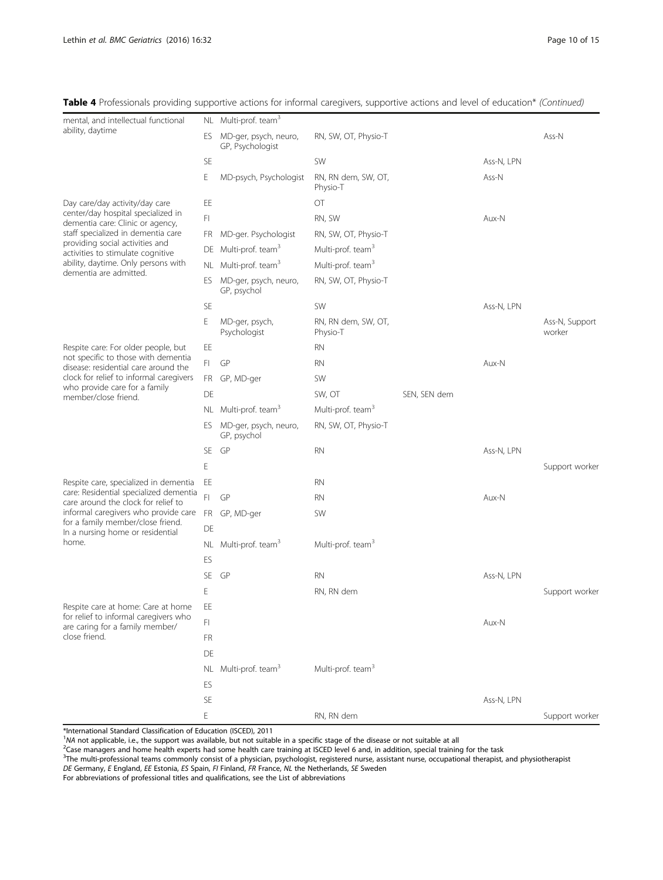**Table 4** Professionals providing supportive actions for informal caregivers, supportive actions and level of education* *(Continued)*

| | | | | | | |
|---|---|---|---|---|---|---|
| mental, and intellectual functional ability, daytime | NL | Multi-prof. team[3] | | | | |
| | ES | MD-ger, psych, neuro, GP, Psychologist | RN, SW, OT, Physio-T | | | Ass-N |
| | SE | | SW | | Ass-N, LPN | |
| | E | MD-psych, Psychologist | RN, RN dem, SW, OT, Physio-T | | Ass-N | |
| Day care/day activity/day care center/day hospital specialized in dementia care: Clinic or agency, staff specialized in dementia care providing social activities and activities to stimulate cognitive ability, daytime. Only persons with dementia are admitted. | EE | | OT | | | |
| | FI | | RN, SW | | Aux-N | |
| | FR | MD-ger. Psychologist | RN, SW, OT, Physio-T | | | |
| | DE | Multi-prof. team[3] | Multi-prof. team[3] | | | |
| | NL | Multi-prof. team[3] | Multi-prof. team[3] | | | |
| | ES | MD-ger, psych, neuro, GP, psychol | RN, SW, OT, Physio-T | | | |
| | SE | | SW | | Ass-N, LPN | |
| | E | MD-ger, psych, Psychologist | RN, RN dem, SW, OT, Physio-T | | | Ass-N, Support worker |
| Respite care: For older people, but not specific to those with dementia disease: residential care around the clock for relief to informal caregivers who provide care for a family member/close friend. | EE | | RN | | | |
| | FI | GP | RN | | Aux-N | |
| | FR | GP, MD-ger | SW | | | |
| | DE | | SW, OT | SEN, SEN dem | | |
| | NL | Multi-prof. team[3] | Multi-prof. team[3] | | | |
| | ES | MD-ger, psych, neuro, GP, psychol | RN, SW, OT, Physio-T | | | |
| | SE | GP | RN | | Ass-N, LPN | |
| | E | | | | | Support worker |
| Respite care, specialized in dementia care: Residential specialized dementia care around the clock for relief to informal caregivers who provide care for a family member/close friend. In a nursing home or residential home. | EE | | RN | | | |
| | FI | GP | RN | | Aux-N | |
| | FR | GP, MD-ger | SW | | | |
| | DE | | | | | |
| | NL | Multi-prof. team[3] | Multi-prof. team[3] | | | |
| | ES | | | | | |
| | SE | GP | RN | | Ass-N, LPN | |
| | E | | RN, RN dem | | | Support worker |
| Respite care at home: Care at home for relief to informal caregivers who are caring for a family member/close friend. | EE | | | | | |
| | FI | | | | Aux-N | |
| | FR | | | | | |
| | DE | | | | | |
| | NL | Multi-prof. team[3] | Multi-prof. team[3] | | | |
| | ES | | | | | |
| | SE | | | | Ass-N, LPN | |
| | E | | RN, RN dem | | | Support worker |

*International Standard Classification of Education (ISCED), 2011

[1]*NA* not applicable, i.e., the support was available, but not suitable in a specific stage of the disease or not suitable at all

[2]Case managers and home health experts had some health care training at ISCED level 6 and, in addition, special training for the task

[3]The multi-professional teams commonly consist of a physician, psychologist, registered nurse, assistant nurse, occupational therapist, and physiotherapist

*DE* Germany, *E* England, *EE* Estonia, *ES* Spain, *FI* Finland, *FR* France, *NL* the Netherlands, *SE* Sweden

For abbreviations of professional titles and qualifications, see the List of abbreviations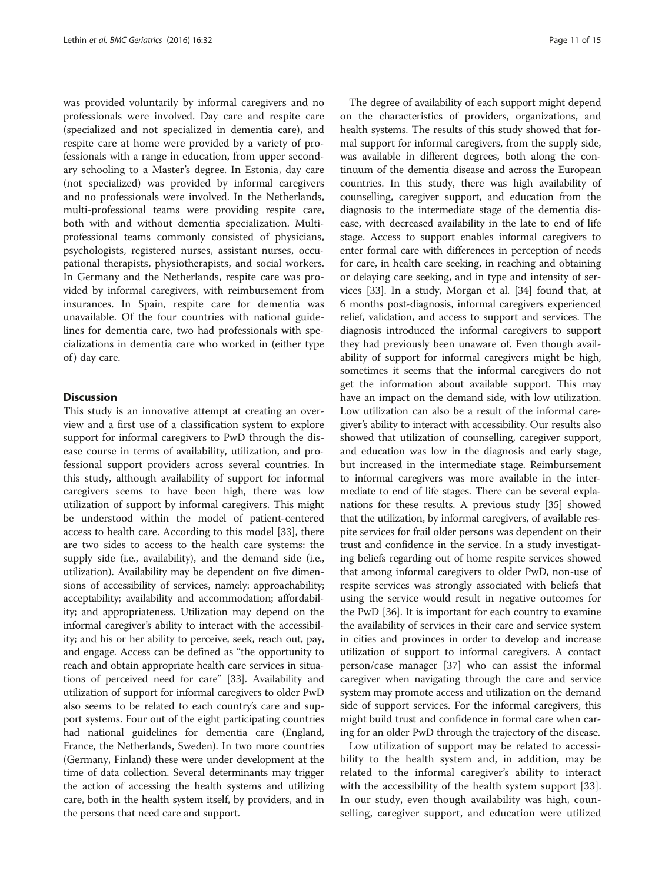was provided voluntarily by informal caregivers and no professionals were involved. Day care and respite care (specialized and not specialized in dementia care), and respite care at home were provided by a variety of professionals with a range in education, from upper secondary schooling to a Master's degree. In Estonia, day care (not specialized) was provided by informal caregivers and no professionals were involved. In the Netherlands, multi-professional teams were providing respite care, both with and without dementia specialization. Multi-professional teams commonly consisted of physicians, psychologists, registered nurses, assistant nurses, occupational therapists, physiotherapists, and social workers. In Germany and the Netherlands, respite care was provided by informal caregivers, with reimbursement from insurances. In Spain, respite care for dementia was unavailable. Of the four countries with national guidelines for dementia care, two had professionals with specializations in dementia care who worked in (either type of) day care.

## Discussion

This study is an innovative attempt at creating an overview and a first use of a classification system to explore support for informal caregivers to PwD through the disease course in terms of availability, utilization, and professional support providers across several countries. In this study, although availability of support for informal caregivers seems to have been high, there was low utilization of support by informal caregivers. This might be understood within the model of patient-centered access to health care. According to this model [33], there are two sides to access to the health care systems: the supply side (i.e., availability), and the demand side (i.e., utilization). Availability may be dependent on five dimensions of accessibility of services, namely: approachability; acceptability; availability and accommodation; affordability; and appropriateness. Utilization may depend on the informal caregiver's ability to interact with the accessibility; and his or her ability to perceive, seek, reach out, pay, and engage. Access can be defined as "the opportunity to reach and obtain appropriate health care services in situations of perceived need for care" [33]. Availability and utilization of support for informal caregivers to older PwD also seems to be related to each country's care and support systems. Four out of the eight participating countries had national guidelines for dementia care (England, France, the Netherlands, Sweden). In two more countries (Germany, Finland) these were under development at the time of data collection. Several determinants may trigger the action of accessing the health systems and utilizing care, both in the health system itself, by providers, and in the persons that need care and support.

The degree of availability of each support might depend on the characteristics of providers, organizations, and health systems. The results of this study showed that formal support for informal caregivers, from the supply side, was available in different degrees, both along the continuum of the dementia disease and across the European countries. In this study, there was high availability of counselling, caregiver support, and education from the diagnosis to the intermediate stage of the dementia disease, with decreased availability in the late to end of life stage. Access to support enables informal caregivers to enter formal care with differences in perception of needs for care, in health care seeking, in reaching and obtaining or delaying care seeking, and in type and intensity of services [33]. In a study, Morgan et al. [34] found that, at 6 months post-diagnosis, informal caregivers experienced relief, validation, and access to support and services. The diagnosis introduced the informal caregivers to support they had previously been unaware of. Even though availability of support for informal caregivers might be high, sometimes it seems that the informal caregivers do not get the information about available support. This may have an impact on the demand side, with low utilization. Low utilization can also be a result of the informal caregiver's ability to interact with accessibility. Our results also showed that utilization of counselling, caregiver support, and education was low in the diagnosis and early stage, but increased in the intermediate stage. Reimbursement to informal caregivers was more available in the intermediate to end of life stages. There can be several explanations for these results. A previous study [35] showed that the utilization, by informal caregivers, of available respite services for frail older persons was dependent on their trust and confidence in the service. In a study investigating beliefs regarding out of home respite services showed that among informal caregivers to older PwD, non-use of respite services was strongly associated with beliefs that using the service would result in negative outcomes for the PwD [36]. It is important for each country to examine the availability of services in their care and service system in cities and provinces in order to develop and increase utilization of support to informal caregivers. A contact person/case manager [37] who can assist the informal caregiver when navigating through the care and service system may promote access and utilization on the demand side of support services. For the informal caregivers, this might build trust and confidence in formal care when caring for an older PwD through the trajectory of the disease.

Low utilization of support may be related to accessibility to the health system and, in addition, may be related to the informal caregiver's ability to interact with the accessibility of the health system support [33]. In our study, even though availability was high, counselling, caregiver support, and education were utilized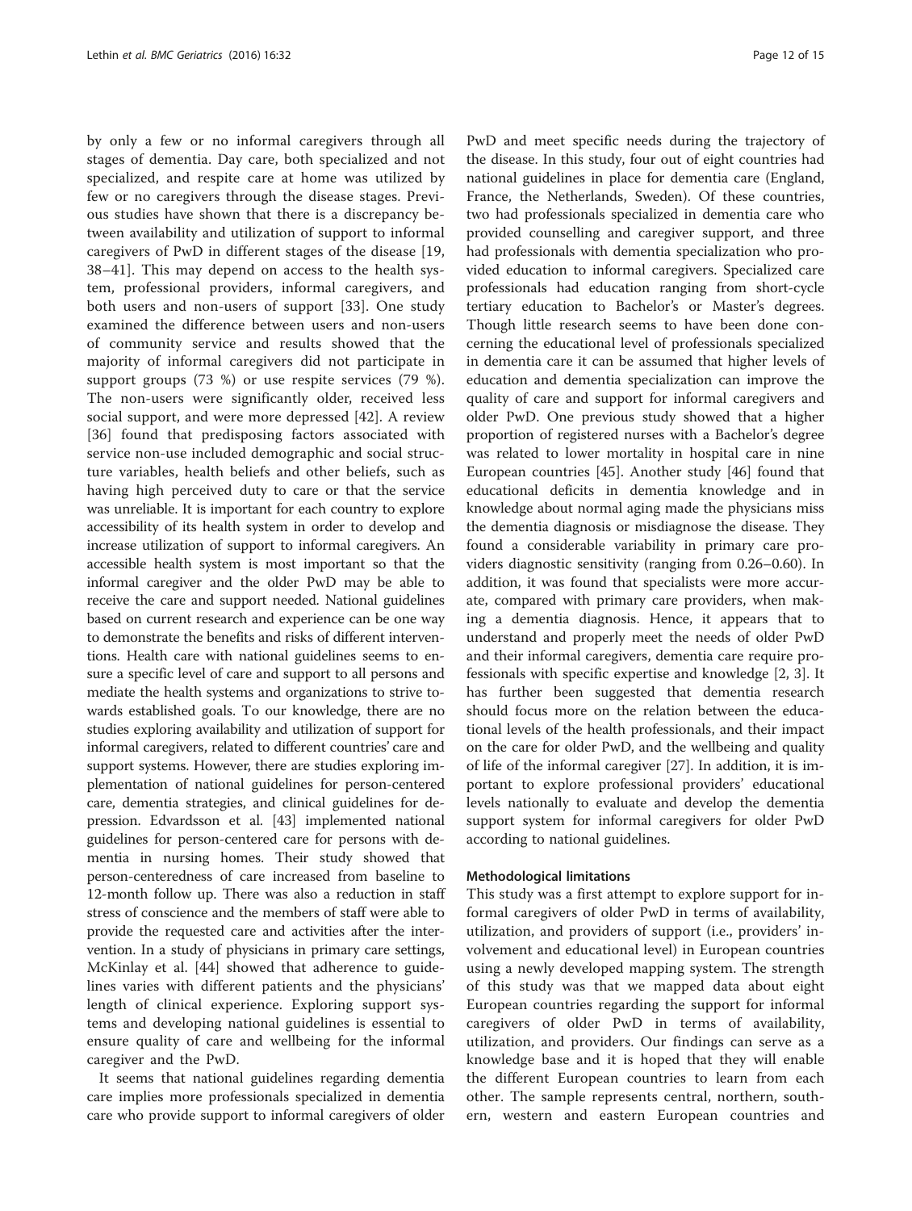by only a few or no informal caregivers through all stages of dementia. Day care, both specialized and not specialized, and respite care at home was utilized by few or no caregivers through the disease stages. Previous studies have shown that there is a discrepancy between availability and utilization of support to informal caregivers of PwD in different stages of the disease [19, 38–41]. This may depend on access to the health system, professional providers, informal caregivers, and both users and non-users of support [33]. One study examined the difference between users and non-users of community service and results showed that the majority of informal caregivers did not participate in support groups (73 %) or use respite services (79 %). The non-users were significantly older, received less social support, and were more depressed [42]. A review [36] found that predisposing factors associated with service non-use included demographic and social structure variables, health beliefs and other beliefs, such as having high perceived duty to care or that the service was unreliable. It is important for each country to explore accessibility of its health system in order to develop and increase utilization of support to informal caregivers. An accessible health system is most important so that the informal caregiver and the older PwD may be able to receive the care and support needed. National guidelines based on current research and experience can be one way to demonstrate the benefits and risks of different interventions. Health care with national guidelines seems to ensure a specific level of care and support to all persons and mediate the health systems and organizations to strive towards established goals. To our knowledge, there are no studies exploring availability and utilization of support for informal caregivers, related to different countries' care and support systems. However, there are studies exploring implementation of national guidelines for person-centered care, dementia strategies, and clinical guidelines for depression. Edvardsson et al. [43] implemented national guidelines for person-centered care for persons with dementia in nursing homes. Their study showed that person-centeredness of care increased from baseline to 12-month follow up. There was also a reduction in staff stress of conscience and the members of staff were able to provide the requested care and activities after the intervention. In a study of physicians in primary care settings, McKinlay et al. [44] showed that adherence to guidelines varies with different patients and the physicians' length of clinical experience. Exploring support systems and developing national guidelines is essential to ensure quality of care and wellbeing for the informal caregiver and the PwD.

It seems that national guidelines regarding dementia care implies more professionals specialized in dementia care who provide support to informal caregivers of older PwD and meet specific needs during the trajectory of the disease. In this study, four out of eight countries had national guidelines in place for dementia care (England, France, the Netherlands, Sweden). Of these countries, two had professionals specialized in dementia care who provided counselling and caregiver support, and three had professionals with dementia specialization who provided education to informal caregivers. Specialized care professionals had education ranging from short-cycle tertiary education to Bachelor's or Master's degrees. Though little research seems to have been done concerning the educational level of professionals specialized in dementia care it can be assumed that higher levels of education and dementia specialization can improve the quality of care and support for informal caregivers and older PwD. One previous study showed that a higher proportion of registered nurses with a Bachelor's degree was related to lower mortality in hospital care in nine European countries [45]. Another study [46] found that educational deficits in dementia knowledge and in knowledge about normal aging made the physicians miss the dementia diagnosis or misdiagnose the disease. They found a considerable variability in primary care providers diagnostic sensitivity (ranging from 0.26–0.60). In addition, it was found that specialists were more accurate, compared with primary care providers, when making a dementia diagnosis. Hence, it appears that to understand and properly meet the needs of older PwD and their informal caregivers, dementia care require professionals with specific expertise and knowledge [2, 3]. It has further been suggested that dementia research should focus more on the relation between the educational levels of the health professionals, and their impact on the care for older PwD, and the wellbeing and quality of life of the informal caregiver [27]. In addition, it is important to explore professional providers' educational levels nationally to evaluate and develop the dementia support system for informal caregivers for older PwD according to national guidelines.

### Methodological limitations

This study was a first attempt to explore support for informal caregivers of older PwD in terms of availability, utilization, and providers of support (i.e., providers' involvement and educational level) in European countries using a newly developed mapping system. The strength of this study was that we mapped data about eight European countries regarding the support for informal caregivers of older PwD in terms of availability, utilization, and providers. Our findings can serve as a knowledge base and it is hoped that they will enable the different European countries to learn from each other. The sample represents central, northern, southern, western and eastern European countries and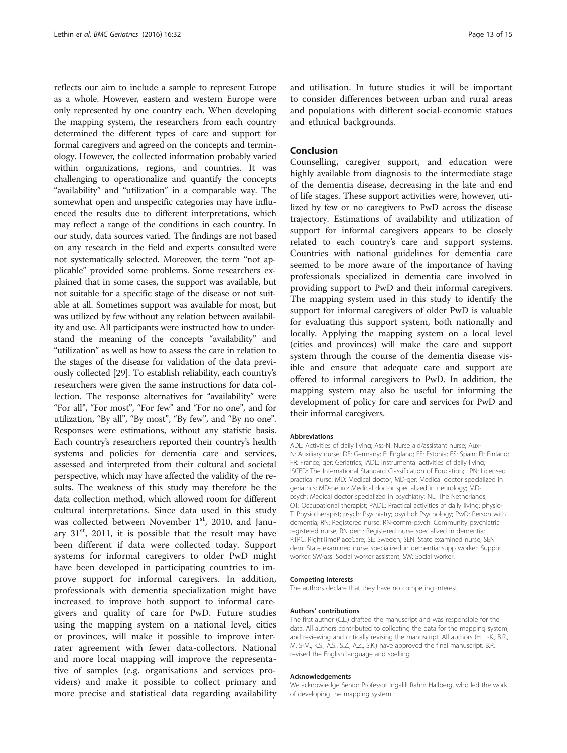reflects our aim to include a sample to represent Europe as a whole. However, eastern and western Europe were only represented by one country each. When developing the mapping system, the researchers from each country determined the different types of care and support for formal caregivers and agreed on the concepts and terminology. However, the collected information probably varied within organizations, regions, and countries. It was challenging to operationalize and quantify the concepts "availability" and "utilization" in a comparable way. The somewhat open and unspecific categories may have influenced the results due to different interpretations, which may reflect a range of the conditions in each country. In our study, data sources varied. The findings are not based on any research in the field and experts consulted were not systematically selected. Moreover, the term "not applicable" provided some problems. Some researchers explained that in some cases, the support was available, but not suitable for a specific stage of the disease or not suitable at all. Sometimes support was available for most, but was utilized by few without any relation between availability and use. All participants were instructed how to understand the meaning of the concepts "availability" and "utilization" as well as how to assess the care in relation to the stages of the disease for validation of the data previously collected [29]. To establish reliability, each country's researchers were given the same instructions for data collection. The response alternatives for "availability" were "For all", "For most", "For few" and "For no one", and for utilization, "By all", "By most", "By few", and "By no one". Responses were estimations, without any statistic basis. Each country's researchers reported their country's health systems and policies for dementia care and services, assessed and interpreted from their cultural and societal perspective, which may have affected the validity of the results. The weakness of this study may therefore be the data collection method, which allowed room for different cultural interpretations. Since data used in this study was collected between November 1st, 2010, and January 31st, 2011, it is possible that the result may have been different if data were collected today. Support systems for informal caregivers to older PwD might have been developed in participating countries to improve support for informal caregivers. In addition, professionals with dementia specialization might have increased to improve both support to informal caregivers and quality of care for PwD. Future studies using the mapping system on a national level, cities or provinces, will make it possible to improve interrater agreement with fewer data-collectors. National and more local mapping will improve the representative of samples (e.g. organisations and services providers) and make it possible to collect primary and more precise and statistical data regarding availability and utilisation. In future studies it will be important to consider differences between urban and rural areas and populations with different social-economic statues and ethnical backgrounds.

## Conclusion

Counselling, caregiver support, and education were highly available from diagnosis to the intermediate stage of the dementia disease, decreasing in the late and end of life stages. These support activities were, however, utilized by few or no caregivers to PwD across the disease trajectory. Estimations of availability and utilization of support for informal caregivers appears to be closely related to each country's care and support systems. Countries with national guidelines for dementia care seemed to be more aware of the importance of having professionals specialized in dementia care involved in providing support to PwD and their informal caregivers. The mapping system used in this study to identify the support for informal caregivers of older PwD is valuable for evaluating this support system, both nationally and locally. Applying the mapping system on a local level (cities and provinces) will make the care and support system through the course of the dementia disease visible and ensure that adequate care and support are offered to informal caregivers to PwD. In addition, the mapping system may also be useful for informing the development of policy for care and services for PwD and their informal caregivers.

#### Abbreviations

ADL: Activities of daily living; Ass-N: Nurse aid/assistant nurse; Aux-N: Auxiliary nurse; DE: Germany; E: England; EE: Estonia; ES: Spain; FI: Finland; FR: France; ger: Geriatrics; IADL: Instrumental activities of daily living; ISCED: The International Standard Classification of Education; LPN: Licensed practical nurse; MD: Medical doctor; MD-ger: Medical doctor specialized in geriatrics; MD-neuro: Medical doctor specialized in neurology; MD-psych: Medical doctor specialized in psychiatry; NL: The Netherlands; OT: Occupational therapist; PADL: Practical activities of daily living; physio-T: Physiotherapist; psych: Psychiatry; psychol: Psychology; PwD: Person with dementia; RN: Registered nurse; RN-comm-psych: Community psychiatric registered nurse; RN dem: Registered nurse specialized in dementia; RTPC: RightTimePlaceCare; SE: Sweden; SEN: State examined nurse; SEN dem: State examined nurse specialized in dementia; supp worker: Support worker; SW-ass: Social worker assistant; SW: Social worker.

#### Competing interests

The authors declare that they have no competing interest.

#### Authors' contributions

The first author (C.L.) drafted the manuscript and was responsible for the data. All authors contributed to collecting the data for the mapping system, and reviewing and critically revising the manuscript. All authors (H. L-K., B.R., M. S-M., K.S., A.S., S.Z., A.Z., S.K.) have approved the final manuscript. B.R. revised the English language and spelling.

#### Acknowledgements

We acknowledge Senior Professor Ingalill Rahm Hallberg, who led the work of developing the mapping system.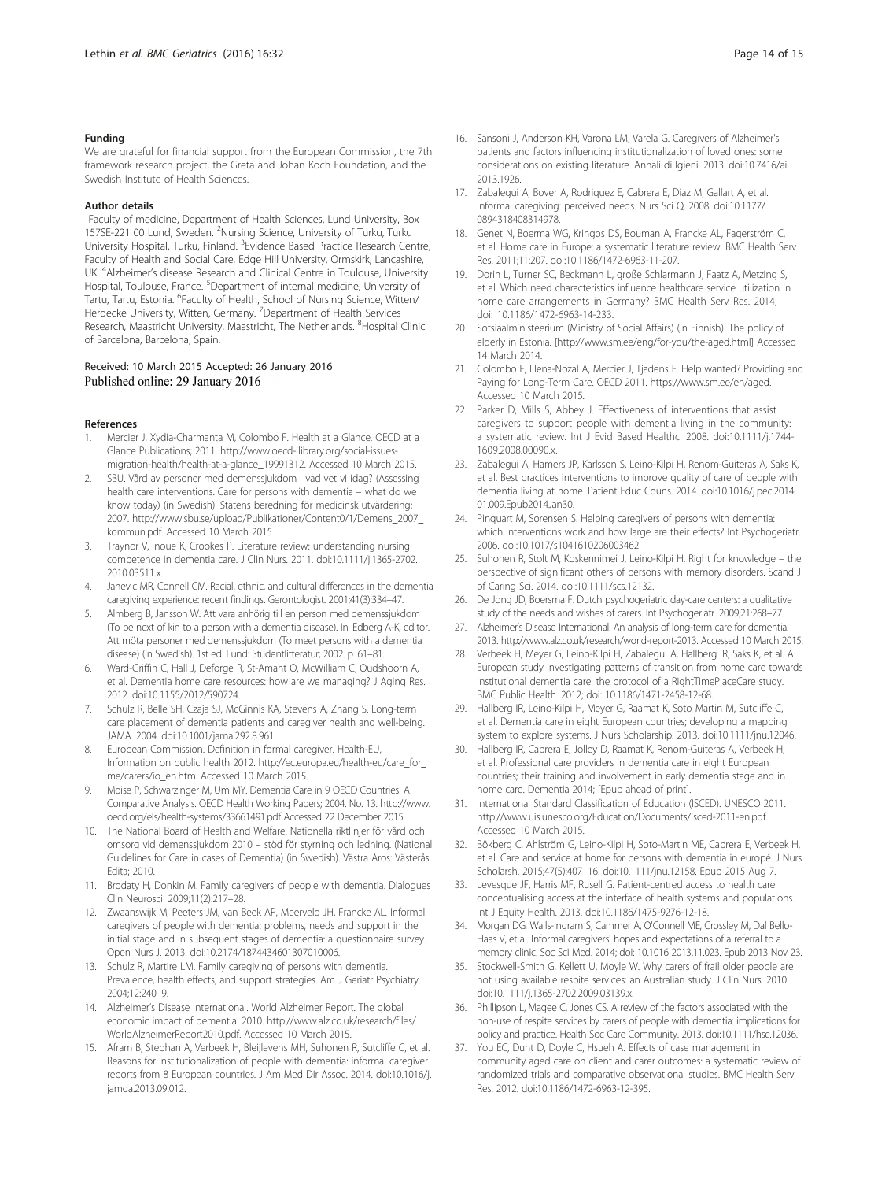### Funding

We are grateful for financial support from the European Commission, the 7th framework research project, the Greta and Johan Koch Foundation, and the Swedish Institute of Health Sciences.

### Author details

[1]Faculty of medicine, Department of Health Sciences, Lund University, Box 157SE-221 00 Lund, Sweden. [2]Nursing Science, University of Turku, Turku University Hospital, Turku, Finland. [3]Evidence Based Practice Research Centre, Faculty of Health and Social Care, Edge Hill University, Ormskirk, Lancashire, UK. [4]Alzheimer's disease Research and Clinical Centre in Toulouse, University Hospital, Toulouse, France. [5]Department of internal medicine, University of Tartu, Tartu, Estonia. [6]Faculty of Health, School of Nursing Science, Witten/Herdecke University, Witten, Germany. [7]Department of Health Services Research, Maastricht University, Maastricht, The Netherlands. [8]Hospital Clinic of Barcelona, Barcelona, Spain.

Received: 10 March 2015 Accepted: 26 January 2016
Published online: 29 January 2016

### References

1. Mercier J, Xydia-Charmanta M, Colombo F. Health at a Glance. OECD at a Glance Publications; 2011. http://www.oecd-ilibrary.org/social-issues-migration-health/health-at-a-glance_19991312. Accessed 10 March 2015.
2. SBU. Vård av personer med demenssjukdom– vad vet vi idag? (Assessing health care interventions. Care for persons with dementia – what do we know today) (in Swedish). Statens beredning för medicinsk utvärdering; 2007. http://www.sbu.se/upload/Publikationer/Content0/1/Demens_2007_kommun.pdf. Accessed 10 March 2015
3. Traynor V, Inoue K, Crookes P. Literature review: understanding nursing competence in dementia care. J Clin Nurs. 2011. doi:10.1111/j.1365-2702.2010.03511.x.
4. Janevic MR, Connell CM. Racial, ethnic, and cultural differences in the dementia caregiving experience: recent findings. Gerontologist. 2001;41(3):334–47.
5. Almberg B, Jansson W. Att vara anhörig till en person med demenssjukdom (To be next of kin to a person with a dementia disease). In: Edberg A-K, editor. Att möta personer med demenssjukdom (To meet persons with a dementia disease) (in Swedish). 1st ed. Lund: Studentlitteratur; 2002. p. 61–81.
6. Ward-Griffin C, Hall J, Deforge R, St-Amant O, McWilliam C, Oudshoorn A, et al. Dementia home care resources: how are we managing? J Aging Res. 2012. doi:10.1155/2012/590724.
7. Schulz R, Belle SH, Czaja SJ, McGinnis KA, Stevens A, Zhang S. Long-term care placement of dementia patients and caregiver health and well-being. JAMA. 2004. doi:10.1001/jama.292.8.961.
8. European Commission. Definition in formal caregiver. Health-EU, Information on public health 2012. http://ec.europa.eu/health-eu/care_for_me/carers/io_en.htm. Accessed 10 March 2015.
9. Moise P, Schwarzinger M, Um MY. Dementia Care in 9 OECD Countries: A Comparative Analysis. OECD Health Working Papers; 2004. No. 13. http://www.oecd.org/els/health-systems/33661491.pdf Accessed 22 December 2015.
10. The National Board of Health and Welfare. Nationella riktlinjer för vård och omsorg vid demenssjukdom 2010 – stöd för styrning och ledning. (National Guidelines for Care in cases of Dementia) (in Swedish). Västra Aros: Västerås Edita; 2010.
11. Brodaty H, Donkin M. Family caregivers of people with dementia. Dialogues Clin Neurosci. 2009;11(2):217–28.
12. Zwaanswijk M, Peeters JM, van Beek AP, Meerveld JH, Francke AL. Informal caregivers of people with dementia: problems, needs and support in the initial stage and in subsequent stages of dementia: a questionnaire survey. Open Nurs J. 2013. doi:10.2174/1874434601307010006.
13. Schulz R, Martire LM. Family caregiving of persons with dementia. Prevalence, health effects, and support strategies. Am J Geriatr Psychiatry. 2004;12:240–9.
14. Alzheimer's Disease International. 2010. World Alzheimer Report. The global economic impact of dementia. 2010. http://www.alz.co.uk/research/files/WorldAlzheimerReport2010.pdf. Accessed 10 March 2015.
15. Afram B, Stephan A, Verbeek H, Bleijlevens MH, Suhonen R, Sutcliffe C, et al. Reasons for institutionalization of people with dementia: informal caregiver reports from 8 European countries. J Am Med Dir Assoc. 2014. doi:10.1016/j.jamda.2013.09.012.
16. Sansoni J, Anderson KH, Varona LM, Varela G. Caregivers of Alzheimer's patients and factors influencing institutionalization of loved ones: some considerations on existing literature. Annali di Igieni. 2013. doi:10.7416/ai.2013.1926.
17. Zabalegui A, Bover A, Rodriquez E, Cabrera E, Diaz M, Gallart A, et al. Informal caregiving: perceived needs. Nurs Sci Q. 2008. doi:10.1177/0894318408314978.
18. Genet N, Boerma WG, Kringos DS, Bouman A, Francke AL, Fagerström C, et al. Home care in Europe: a systematic literature review. BMC Health Serv Res. 2011;11:207. doi:10.1186/1472-6963-11-207.
19. Dorin L, Turner SC, Beckmann L, große Schlarmann J, Faatz A, Metzing S, et al. Which need characteristics influence healthcare service utilization in home care arrangements in Germany? BMC Health Serv Res. 2014; doi: 10.1186/1472-6963-14-233.
20. Sotsiaalministeerium (Ministry of Social Affairs) (in Finnish). The policy of elderly in Estonia. [http://www.sm.ee/eng/for-you/the-aged.html] Accessed 14 March 2014.
21. Colombo F, Llena-Nozal A, Mercier J, Tjadens F. Help wanted? Providing and Paying for Long-Term Care. OECD 2011. https://www.sm.ee/en/aged. Accessed 10 March 2015.
22. Parker D, Mills S, Abbey J. Effectiveness of interventions that assist caregivers to support people with dementia living in the community: a systematic review. Int J Evid Based Healthc. 2008. doi:10.1111/j.1744-1609.2008.00090.x.
23. Zabalegui A, Hamers JP, Karlsson S, Leino-Kilpi H, Renom-Guiteras A, Saks K, et al. Best practices interventions to improve quality of care of people with dementia living at home. Patient Educ Couns. 2014. doi:10.1016/j.pec.2014.01.009.Epub2014Jan30.
24. Pinquart M, Sorensen S. Helping caregivers of persons with dementia: which interventions work and how large are their effects? Int Psychogeriatr. 2006. doi:10.1017/s1041610206003462.
25. Suhonen R, Stolt M, Koskennimei J, Leino-Kilpi H. Right for knowledge – the perspective of significant others of persons with memory disorders. Scand J of Caring Sci. 2014. doi:10.1111/scs.12132.
26. De Jong JD, Boersma F. Dutch psychogeriatric day-care centers: a qualitative study of the needs and wishes of carers. Int Psychogeriatr. 2009;21:268–77.
27. Alzheimer's Disease International. An analysis of long-term care for dementia. 2013. http://www.alz.co.uk/research/world-report-2013. Accessed 10 March 2015.
28. Verbeek H, Meyer G, Leino-Kilpi H, Zabalegui A, Hallberg IR, Saks K, et al. A European study investigating patterns of transition from home care towards institutional dementia care: the protocol of a RightTimePlaceCare study. BMC Public Health. 2012; doi: 10.1186/1471-2458-12-68.
29. Hallberg IR, Leino-Kilpi H, Meyer G, Raamat K, Soto Martin M, Sutcliffe C, et al. Dementia care in eight European countries; developing a mapping system to explore systems. J Nurs Scholarship. 2013. doi:10.1111/jnu.12046.
30. Hallberg IR, Cabrera E, Jolley D, Raamat K, Renom-Guiteras A, Verbeek H, et al. Professional care providers in dementia care in eight European countries; their training and involvement in early dementia stage and in home care. Dementia 2014; [Epub ahead of print].
31. International Standard Classification of Education (ISCED). UNESCO 2011. http://www.uis.unesco.org/Education/Documents/isced-2011-en.pdf. Accessed 10 March 2015.
32. Bökberg C, Ahlström G, Leino-Kilpi H, Soto-Martin ME, Cabrera E, Verbeek H, et al. Care and service at home for persons with dementia in europé. J Nurs Scholarsh. 2015;47(5):407–16. doi:10.1111/jnu.12158. Epub 2015 Aug 7.
33. Levesque JF, Harris MF, Rusell G. Patient-centred access to health care: conceptualising access at the interface of health systems and populations. Int J Equity Health. 2013. doi:10.1186/1475-9276-12-18.
34. Morgan DG, Walls-Ingram S, Cammer A, O'Connell ME, Crossley M, Dal Bello-Haas V, et al. Informal caregivers' hopes and expectations of a referral to a memory clinic. Soc Sci Med. 2014; doi: 10.1016 2013.11.023. Epub 2013 Nov 23.
35. Stockwell-Smith G, Kellett U, Moyle W. Why carers of frail older people are not using available respite services: an Australian study. J Clin Nurs. 2010. doi:10.1111/j.1365-2702.2009.03139.x.
36. Phillipson L, Magee C, Jones CS. A review of the factors associated with the non-use of respite services by carers of people with dementia: implications for policy and practice. Health Soc Care Community. 2013. doi:10.1111/hsc.12036.
37. You EC, Dunt D, Doyle C, Hsueh A. Effects of case management in community aged care on client and carer outcomes: a systematic review of randomized trials and comparative observational studies. BMC Health Serv Res. 2012. doi:10.1186/1472-6963-12-395.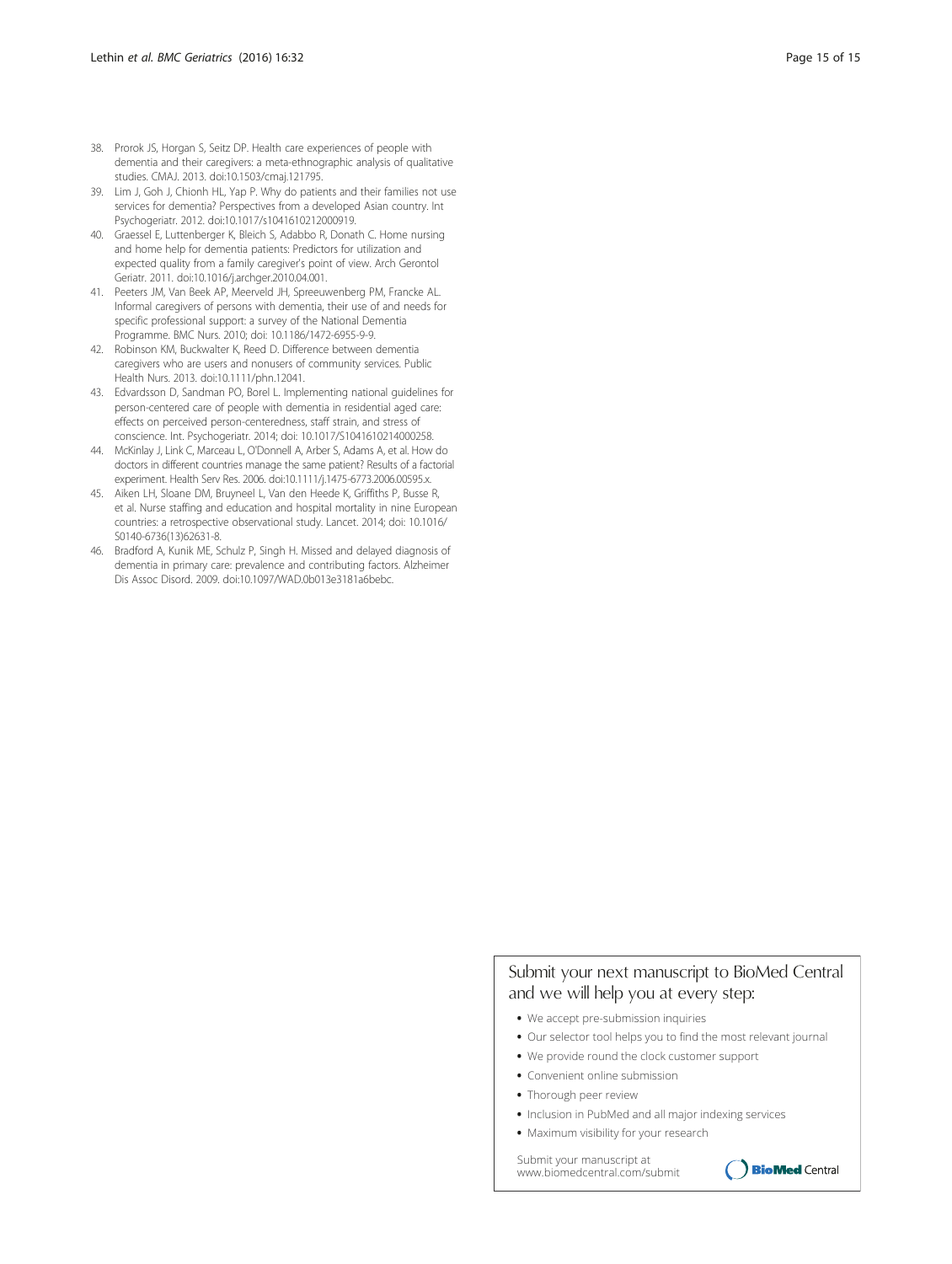38. Prorok JS, Horgan S, Seitz DP. Health care experiences of people with dementia and their caregivers: a meta-ethnographic analysis of qualitative studies. CMAJ. 2013. doi:10.1503/cmaj.121795.
39. Lim J, Goh J, Chionh HL, Yap P. Why do patients and their families not use services for dementia? Perspectives from a developed Asian country. Int Psychogeriatr. 2012. doi:10.1017/s1041610212000919.
40. Graessel E, Luttenberger K, Bleich S, Adabbo R, Donath C. Home nursing and home help for dementia patients: Predictors for utilization and expected quality from a family caregiver's point of view. Arch Gerontol Geriatr. 2011. doi:10.1016/j.archger.2010.04.001.
41. Peeters JM, Van Beek AP, Meerveld JH, Spreeuwenberg PM, Francke AL. Informal caregivers of persons with dementia, their use of and needs for specific professional support: a survey of the National Dementia Programme. BMC Nurs. 2010; doi: 10.1186/1472-6955-9-9.
42. Robinson KM, Buckwalter K, Reed D. Difference between dementia caregivers who are users and nonusers of community services. Public Health Nurs. 2013. doi:10.1111/phn.12041.
43. Edvardsson D, Sandman PO, Borel L. Implementing national guidelines for person-centered care of people with dementia in residential aged care: effects on perceived person-centeredness, staff strain, and stress of conscience. Int. Psychogeriatr. 2014; doi: 10.1017/S1041610214000258.
44. McKinlay J, Link C, Marceau L, O'Donnell A, Arber S, Adams A, et al. How do doctors in different countries manage the same patient? Results of a factorial experiment. Health Serv Res. 2006. doi:10.1111/j.1475-6773.2006.00595.x.
45. Aiken LH, Sloane DM, Bruyneel L, Van den Heede K, Griffiths P, Busse R, et al. Nurse staffing and education and hospital mortality in nine European countries: a retrospective observational study. Lancet. 2014; doi: 10.1016/S0140-6736(13)62631-8.
46. Bradford A, Kunik ME, Schulz P, Singh H. Missed and delayed diagnosis of dementia in primary care: prevalence and contributing factors. Alzheimer Dis Assoc Disord. 2009. doi:10.1097/WAD.0b013e3181a6bebc.